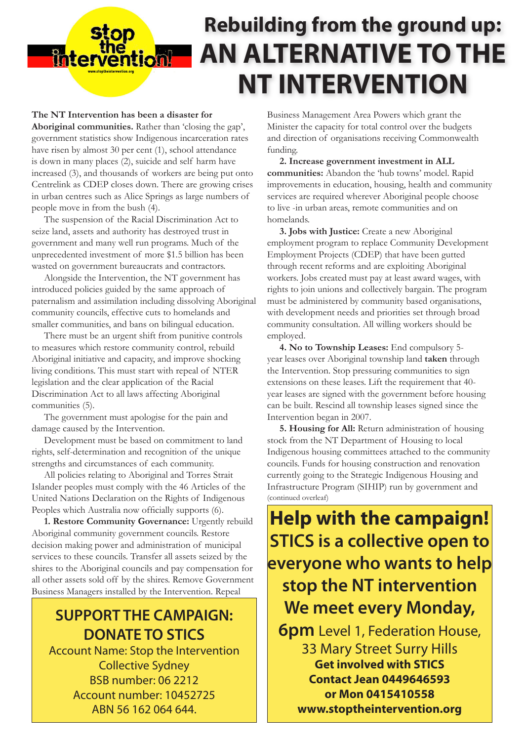# Rebuilding from the ground up: AN ALTERNATIVE TO THE NT INTERVENTION

**The NT Intervention has been a disaster for Aboriginal communities.** Rather than 'closing the gap', government statistics show Indigenous incarceration rates have risen by almost 30 per cent (1), school attendance is down in many places (2), suicide and self harm have increased (3), and thousands of workers are being put onto Centrelink as CDEP closes down. There are growing crises in urban centres such as Alice Springs as large numbers of people move in from the bush (4).

The suspension of the Racial Discrimination Act to seize land, assets and authority has destroyed trust in government and many well run programs. Much of the unprecedented investment of more $1.5 billion has been wasted on government bureaucrats and contractors.

Alongside the Intervention, the NT government has introduced policies guided by the same approach of paternalism and assimilation including dissolving Aboriginal community councils, effective cuts to homelands and smaller communities, and bans on bilingual education.

There must be an urgent shift from punitive controls to measures which restore community control, rebuild Aboriginal initiative and capacity, and improve shocking living conditions. This must start with repeal of NTER legislation and the clear application of the Racial Discrimination Act to all laws affecting Aboriginal communities (5).

The government must apologise for the pain and damage caused by the Intervention.

Development must be based on commitment to land rights, self-determination and recognition of the unique strengths and circumstances of each community.

All policies relating to Aboriginal and Torres Strait Islander peoples must comply with the 46 Articles of the United Nations Declaration on the Rights of Indigenous Peoples which Australia now officially supports (6).

**1. Restore Community Governance:** Urgently rebuild Aboriginal community government councils. Restore decision making power and administration of municipal services to these councils. Transfer all assets seized by the shires to the Aboriginal councils and pay compensation for all other assets sold off by the shires. Remove Government Business Managers installed by the Intervention. Repeal Business Management Area Powers which grant the Minister the capacity for total control over the budgets and direction of organisations receiving Commonwealth funding.

**2. Increase government investment in ALL communities:** Abandon the 'hub towns' model. Rapid improvements in education, housing, health and community services are required wherever Aboriginal people choose to live -in urban areas, remote communities and on homelands.

**3. Jobs with Justice:** Create a new Aboriginal employment program to replace Community Development Employment Projects (CDEP) that have been gutted through recent reforms and are exploiting Aboriginal workers. Jobs created must pay at least award wages, with rights to join unions and collectively bargain. The program must be administered by community based organisations, with development needs and priorities set through broad community consultation. All willing workers should be employed.

**4. No to Township Leases:** End compulsory 5-year leases over Aboriginal township land **taken** through the Intervention. Stop pressuring communities to sign extensions on these leases. Lift the requirement that 40-year leases are signed with the government before housing can be built. Rescind all township leases signed since the Intervention began in 2007.

**5. Housing for All:** Return administration of housing stock from the NT Department of Housing to local Indigenous housing committees attached to the community councils. Funds for housing construction and renovation currently going to the Strategic Indigenous Housing and Infrastructure Program (SIHIP) run by government and (continued overleaf)

## SUPPORT THE CAMPAIGN: DONATE TO STICS

Account Name: Stop the Intervention Collective Sydney
BSB number: 06 2212
Account number: 10452725
ABN 56 162 064 644.

## Help with the campaign!

**STICS is a collective open to everyone who wants to help stop the NT intervention**

**We meet every Monday, 6pm** Level 1, Federation House, 33 Mary Street Surry Hills

**Get involved with STICS**
**Contact Jean 0449646593**
**or Mon 0415410558**
**www.stoptheintervention.org**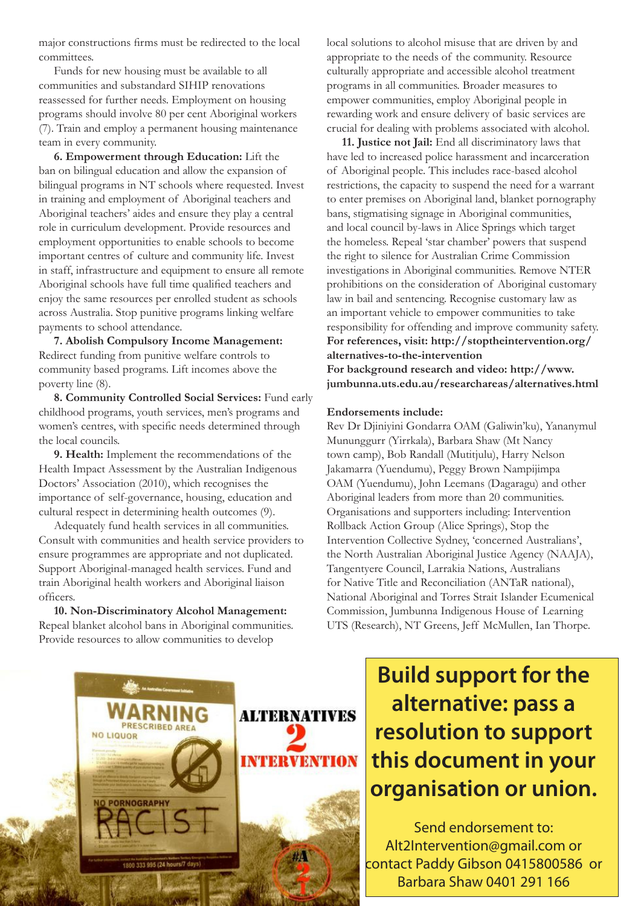major constructions firms must be redirected to the local committees.

Funds for new housing must be available to all communities and substandard SIHIP renovations reassessed for further needs. Employment on housing programs should involve 80 per cent Aboriginal workers (7). Train and employ a permanent housing maintenance team in every community.

**6. Empowerment through Education:** Lift the ban on bilingual education and allow the expansion of bilingual programs in NT schools where requested. Invest in training and employment of Aboriginal teachers and Aboriginal teachers' aides and ensure they play a central role in curriculum development. Provide resources and employment opportunities to enable schools to become important centres of culture and community life. Invest in staff, infrastructure and equipment to ensure all remote Aboriginal schools have full time qualified teachers and enjoy the same resources per enrolled student as schools across Australia. Stop punitive programs linking welfare payments to school attendance.

**7. Abolish Compulsory Income Management:** Redirect funding from punitive welfare controls to community based programs. Lift incomes above the poverty line (8).

**8. Community Controlled Social Services:** Fund early childhood programs, youth services, men's programs and women's centres, with specific needs determined through the local councils.

**9. Health:** Implement the recommendations of the Health Impact Assessment by the Australian Indigenous Doctors' Association (2010), which recognises the importance of self-governance, housing, education and cultural respect in determining health outcomes (9).

Adequately fund health services in all communities. Consult with communities and health service providers to ensure programmes are appropriate and not duplicated. Support Aboriginal-managed health services. Fund and train Aboriginal health workers and Aboriginal liaison officers.

**10. Non-Discriminatory Alcohol Management:** Repeal blanket alcohol bans in Aboriginal communities. Provide resources to allow communities to develop local solutions to alcohol misuse that are driven by and appropriate to the needs of the community. Resource culturally appropriate and accessible alcohol treatment programs in all communities. Broader measures to empower communities, employ Aboriginal people in rewarding work and ensure delivery of basic services are crucial for dealing with problems associated with alcohol.

**11. Justice not Jail:** End all discriminatory laws that have led to increased police harassment and incarceration of Aboriginal people. This includes race-based alcohol restrictions, the capacity to suspend the need for a warrant to enter premises on Aboriginal land, blanket pornography bans, stigmatising signage in Aboriginal communities, and local council by-laws in Alice Springs which target the homeless. Repeal 'star chamber' powers that suspend the right to silence for Australian Crime Commission investigations in Aboriginal communities. Remove NTER prohibitions on the consideration of Aboriginal customary law in bail and sentencing. Recognise customary law as an important vehicle to empower communities to take responsibility for offending and improve community safety.

**For references, visit: http://stoptheintervention.org/alternatives-to-the-intervention**

**For background research and video: http://www.jumbunna.uts.edu.au/researchareas/alternatives.html**

**Endorsements include:**

Rev Dr Djiniyini Gondarra OAM (Galiwin'ku), Yananymul Mununggurr (Yirrkala), Barbara Shaw (Mt Nancy town camp), Bob Randall (Mutitjulu), Harry Nelson Jakamarra (Yuendumu), Peggy Brown Nampijimpa OAM (Yuendumu), John Leemans (Dagaragu) and other Aboriginal leaders from more than 20 communities. Organisations and supporters including: Intervention Rollback Action Group (Alice Springs), Stop the Intervention Collective Sydney, 'concerned Australians', the North Australian Aboriginal Justice Agency (NAAJA), Tangentyere Council, Larrakia Nations, Australians for Native Title and Reconciliation (ANTaR national), National Aboriginal and Torres Strait Islander Ecumenical Commission, Jumbunna Indigenous House of Learning UTS (Research), NT Greens, Jeff McMullen, Ian Thorpe.

WARNING PRESCRIBED AREA NO LIQUOR NO PORNOGRAPHY RACIST

ALTERNATIVES 2 INTERVENTION

## Build support for the alternative: pass a resolution to support this document in your organisation or union.

Send endorsement to: Alt2Intervention@gmail.com or contact Paddy Gibson 0415800586 or Barbara Shaw 0401 291 166